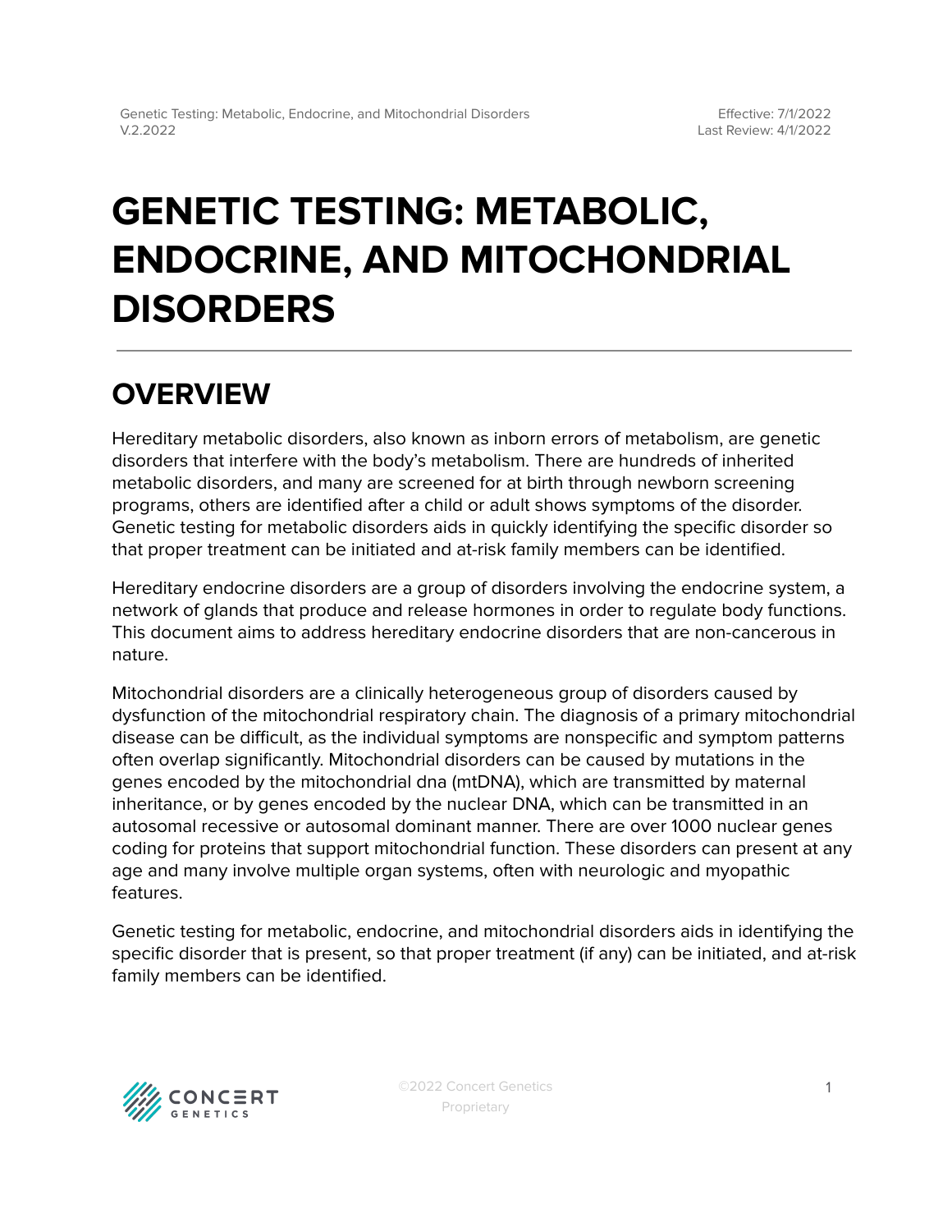# GENETIC TESTING: METABOLIC, ENDOCRINE, AND MITOCHONDRIAL DISORDERS

## OVERVIEW

Hereditary metabolic disorders, also known as inborn errors of metabolism, are genetic disorders that interfere with the body's metabolism. There are hundreds of inherited metabolic disorders, and many are screened for at birth through newborn screening programs, others are identified after a child or adult shows symptoms of the disorder. Genetic testing for metabolic disorders aids in quickly identifying the specific disorder so that proper treatment can be initiated and at-risk family members can be identified.

Hereditary endocrine disorders are a group of disorders involving the endocrine system, a network of glands that produce and release hormones in order to regulate body functions. This document aims to address hereditary endocrine disorders that are non-cancerous in nature.

Mitochondrial disorders are a clinically heterogeneous group of disorders caused by dysfunction of the mitochondrial respiratory chain. The diagnosis of a primary mitochondrial disease can be difficult, as the individual symptoms are nonspecific and symptom patterns often overlap significantly. Mitochondrial disorders can be caused by mutations in the genes encoded by the mitochondrial dna (mtDNA), which are transmitted by maternal inheritance, or by genes encoded by the nuclear DNA, which can be transmitted in an autosomal recessive or autosomal dominant manner. There are over 1000 nuclear genes coding for proteins that support mitochondrial function. These disorders can present at any age and many involve multiple organ systems, often with neurologic and myopathic features.

Genetic testing for metabolic, endocrine, and mitochondrial disorders aids in identifying the specific disorder that is present, so that proper treatment (if any) can be initiated, and at-risk family members can be identified.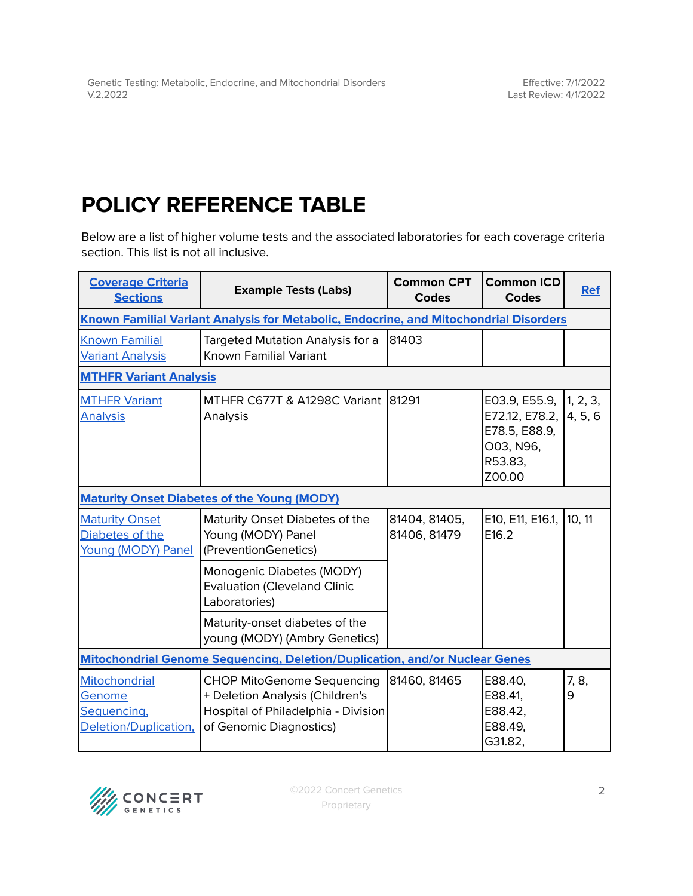# POLICY REFERENCE TABLE

Below are a list of higher volume tests and the associated laboratories for each coverage criteria section. This list is not all inclusive.

| Coverage Criteria Sections | Example Tests (Labs) | Common CPT Codes | Common ICD Codes | Ref |
|---|---|---|---|---|
| **Known Familial Variant Analysis for Metabolic, Endocrine, and Mitochondrial Disorders** | | | | |
| Known Familial Variant Analysis | Targeted Mutation Analysis for a Known Familial Variant | 81403 | | |
| **MTHFR Variant Analysis** | | | | |
| MTHFR Variant Analysis | MTHFR C677T & A1298C Variant Analysis | 81291 | E03.9, E55.9, E72.12, E78.2, E78.5, E88.9, O03, N96, R53.83, Z00.00 | 1, 2, 3, 4, 5, 6 |
| **Maturity Onset Diabetes of the Young (MODY)** | | | | |
| Maturity Onset Diabetes of the Young (MODY) Panel | Maturity Onset Diabetes of the Young (MODY) Panel (PreventionGenetics) | 81404, 81405, 81406, 81479 | E10, E11, E16.1, E16.2 | 10, 11 |
| | Monogenic Diabetes (MODY) Evaluation (Cleveland Clinic Laboratories) | | | |
| | Maturity-onset diabetes of the young (MODY) (Ambry Genetics) | | | |
| **Mitochondrial Genome Sequencing, Deletion/Duplication, and/or Nuclear Genes** | | | | |
| Mitochondrial Genome Sequencing, Deletion/Duplication, | CHOP MitoGenome Sequencing + Deletion Analysis (Children's Hospital of Philadelphia - Division of Genomic Diagnostics) | 81460, 81465 | E88.40, E88.41, E88.42, E88.49, G31.82, | 7, 8, 9 |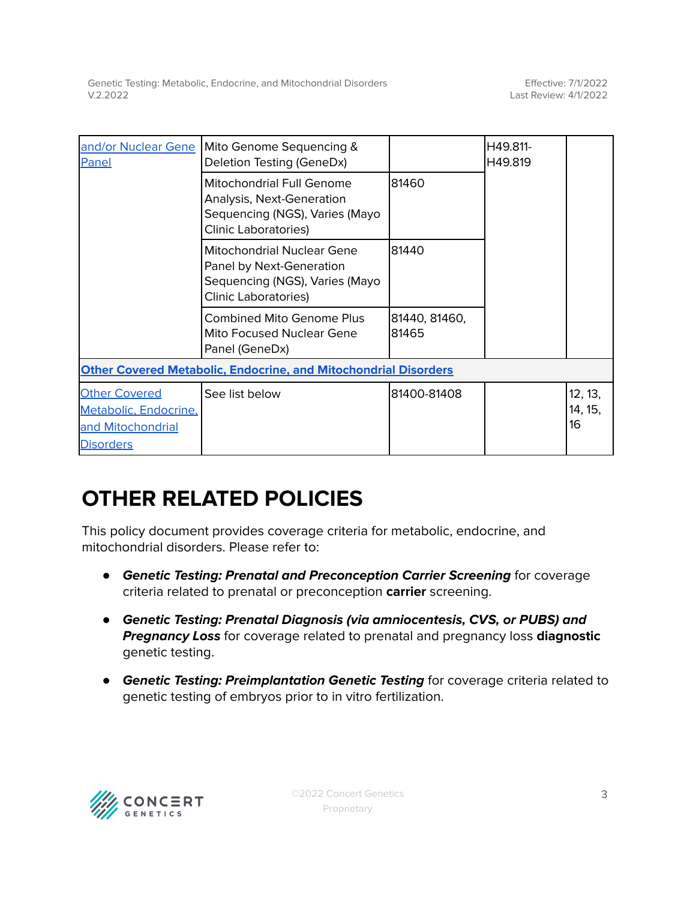| | | | | |
|---|---|---|---|---|
| and/or Nuclear Gene Panel | Mito Genome Sequencing & Deletion Testing (GeneDx) | | H49.811-H49.819 | |
| | Mitochondrial Full Genome Analysis, Next-Generation Sequencing (NGS), Varies (Mayo Clinic Laboratories) | 81460 | | |
| | Mitochondrial Nuclear Gene Panel by Next-Generation Sequencing (NGS), Varies (Mayo Clinic Laboratories) | 81440 | | |
| | Combined Mito Genome Plus Mito Focused Nuclear Gene Panel (GeneDx) | 81440, 81460, 81465 | | |
| **Other Covered Metabolic, Endocrine, and Mitochondrial Disorders** | | | | |
| Other Covered Metabolic, Endocrine, and Mitochondrial Disorders | See list below | 81400-81408 | | 12, 13, 14, 15, 16 |

# OTHER RELATED POLICIES

This policy document provides coverage criteria for metabolic, endocrine, and mitochondrial disorders. Please refer to:

- ***Genetic Testing: Prenatal and Preconception Carrier Screening*** for coverage criteria related to prenatal or preconception **carrier** screening.
- ***Genetic Testing: Prenatal Diagnosis (via amniocentesis, CVS, or PUBS) and Pregnancy Loss*** for coverage related to prenatal and pregnancy loss **diagnostic** genetic testing.
- ***Genetic Testing: Preimplantation Genetic Testing*** for coverage criteria related to genetic testing of embryos prior to in vitro fertilization.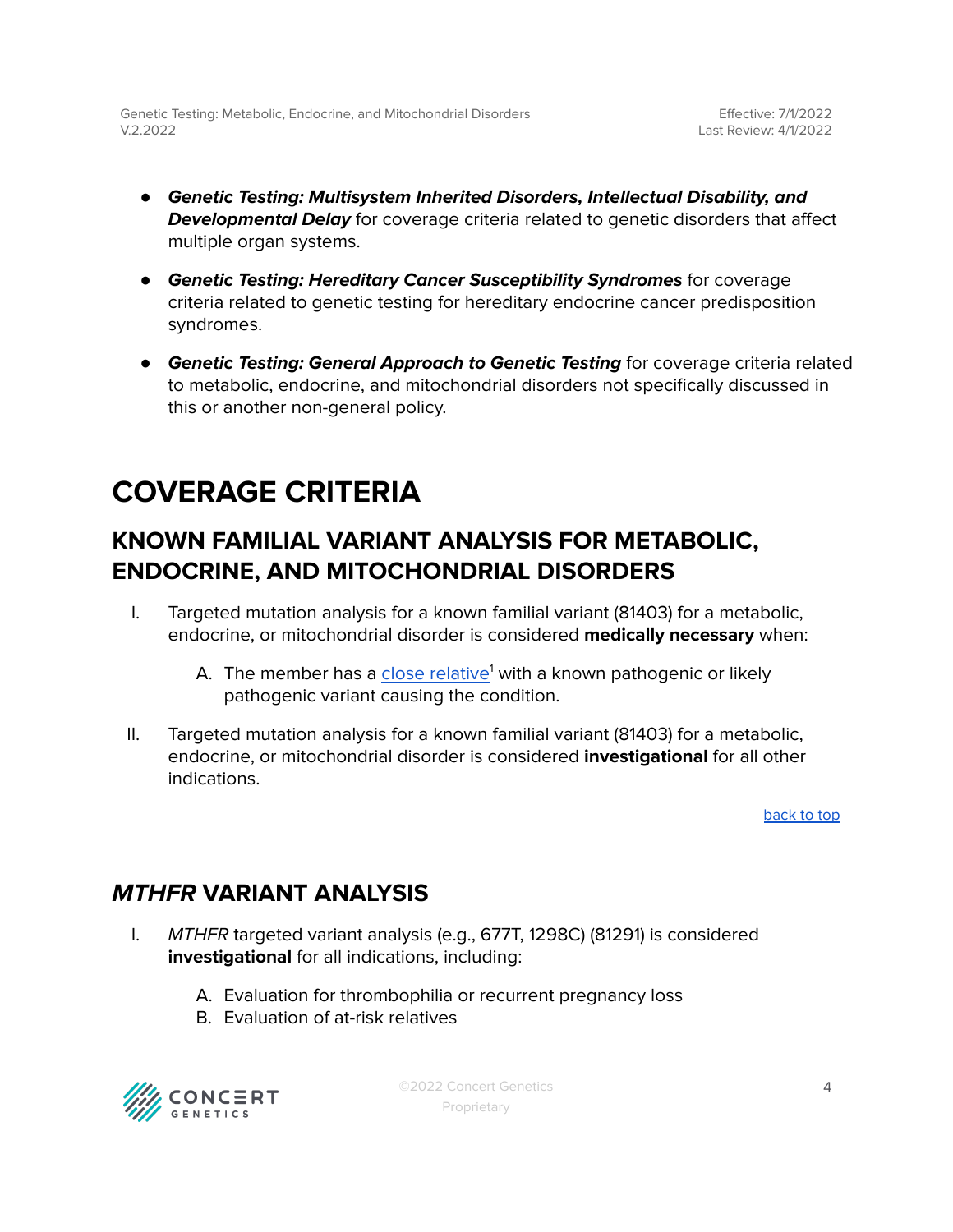- ***Genetic Testing: Multisystem Inherited Disorders, Intellectual Disability, and Developmental Delay*** for coverage criteria related to genetic disorders that affect multiple organ systems.
- ***Genetic Testing: Hereditary Cancer Susceptibility Syndromes*** for coverage criteria related to genetic testing for hereditary endocrine cancer predisposition syndromes.
- ***Genetic Testing: General Approach to Genetic Testing*** for coverage criteria related to metabolic, endocrine, and mitochondrial disorders not specifically discussed in this or another non-general policy.

# COVERAGE CRITERIA

## KNOWN FAMILIAL VARIANT ANALYSIS FOR METABOLIC, ENDOCRINE, AND MITOCHONDRIAL DISORDERS

I. Targeted mutation analysis for a known familial variant (81403) for a metabolic, endocrine, or mitochondrial disorder is considered **medically necessary** when:

   A. The member has a close relative[1] with a known pathogenic or likely pathogenic variant causing the condition.

II. Targeted mutation analysis for a known familial variant (81403) for a metabolic, endocrine, or mitochondrial disorder is considered **investigational** for all other indications.

back to top

## *MTHFR* VARIANT ANALYSIS

I. *MTHFR* targeted variant analysis (e.g., 677T, 1298C) (81291) is considered **investigational** for all indications, including:

   A. Evaluation for thrombophilia or recurrent pregnancy loss
   B. Evaluation of at-risk relatives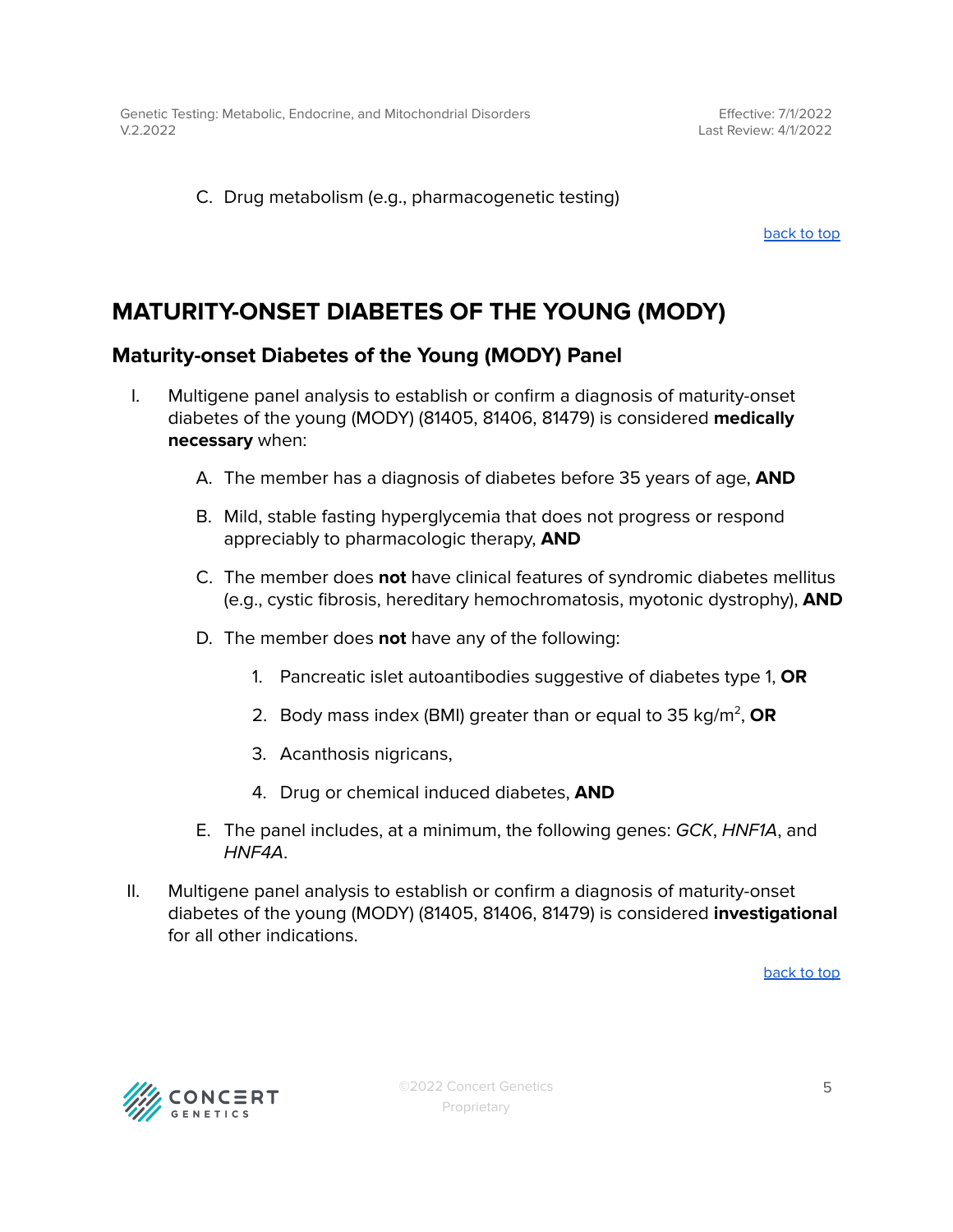C. Drug metabolism (e.g., pharmacogenetic testing)

back to top

# MATURITY-ONSET DIABETES OF THE YOUNG (MODY)

## Maturity-onset Diabetes of the Young (MODY) Panel

I. Multigene panel analysis to establish or confirm a diagnosis of maturity-onset diabetes of the young (MODY) (81405, 81406, 81479) is considered **medically necessary** when:

   A. The member has a diagnosis of diabetes before 35 years of age, **AND**

   B. Mild, stable fasting hyperglycemia that does not progress or respond appreciably to pharmacologic therapy, **AND**

   C. The member does **not** have clinical features of syndromic diabetes mellitus (e.g., cystic fibrosis, hereditary hemochromatosis, myotonic dystrophy), **AND**

   D. The member does **not** have any of the following:

      1. Pancreatic islet autoantibodies suggestive of diabetes type 1, **OR**

      2. Body mass index (BMI) greater than or equal to 35 kg/$m^2$, **OR**

      3. Acanthosis nigricans,

      4. Drug or chemical induced diabetes, **AND**

   E. The panel includes, at a minimum, the following genes: *GCK*, *HNF1A*, and *HNF4A*.

II. Multigene panel analysis to establish or confirm a diagnosis of maturity-onset diabetes of the young (MODY) (81405, 81406, 81479) is considered **investigational** for all other indications.

back to top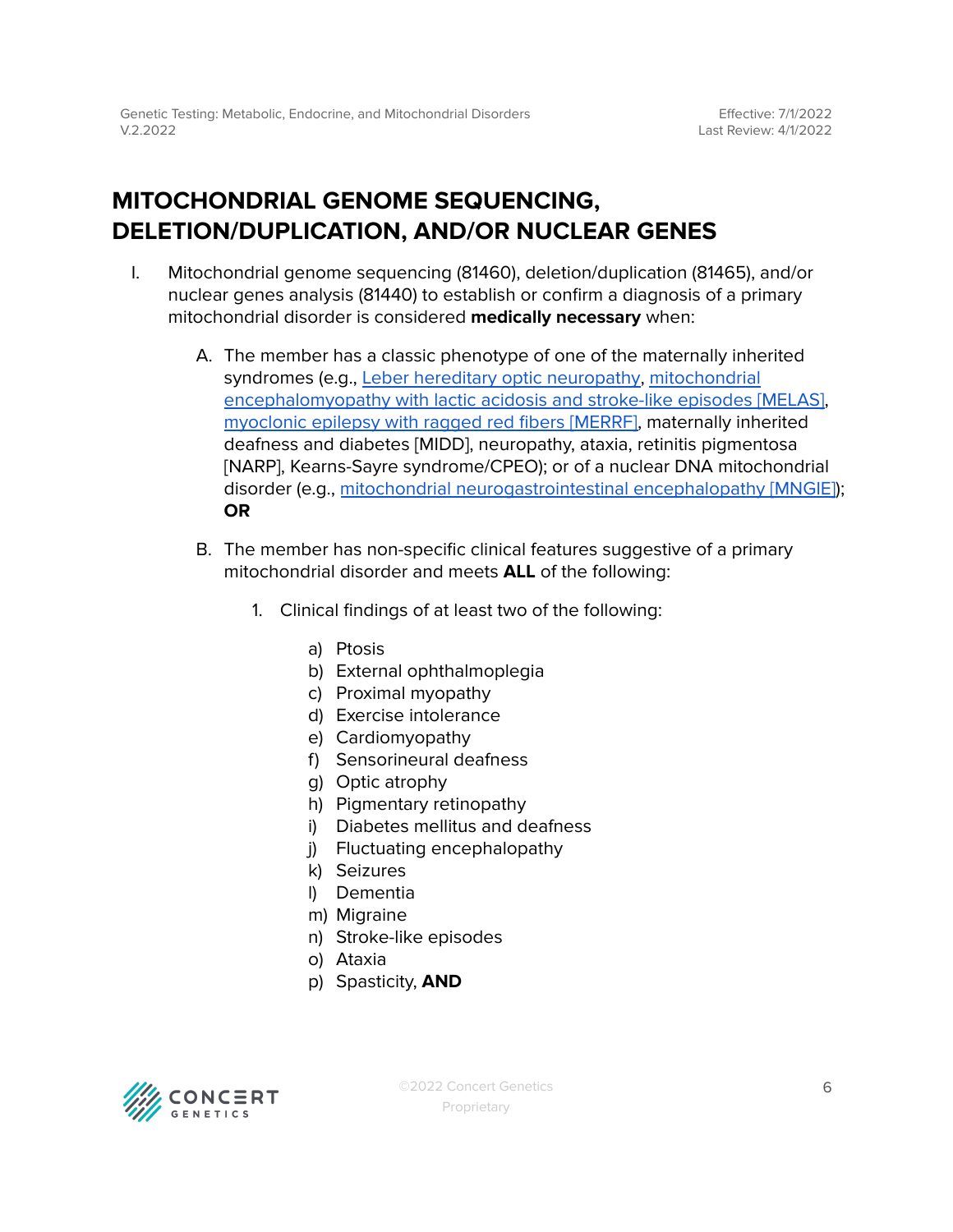# MITOCHONDRIAL GENOME SEQUENCING, DELETION/DUPLICATION, AND/OR NUCLEAR GENES

I. Mitochondrial genome sequencing (81460), deletion/duplication (81465), and/or nuclear genes analysis (81440) to establish or confirm a diagnosis of a primary mitochondrial disorder is considered **medically necessary** when:

   A. The member has a classic phenotype of one of the maternally inherited syndromes (e.g., Leber hereditary optic neuropathy, mitochondrial encephalomyopathy with lactic acidosis and stroke-like episodes [MELAS], myoclonic epilepsy with ragged red fibers [MERRF], maternally inherited deafness and diabetes [MIDD], neuropathy, ataxia, retinitis pigmentosa [NARP], Kearns-Sayre syndrome/CPEO); or of a nuclear DNA mitochondrial disorder (e.g., mitochondrial neurogastrointestinal encephalopathy [MNGIE]); **OR**

   B. The member has non-specific clinical features suggestive of a primary mitochondrial disorder and meets **ALL** of the following:

      1. Clinical findings of at least two of the following:

         a) Ptosis
         b) External ophthalmoplegia
         c) Proximal myopathy
         d) Exercise intolerance
         e) Cardiomyopathy
         f) Sensorineural deafness
         g) Optic atrophy
         h) Pigmentary retinopathy
         i) Diabetes mellitus and deafness
         j) Fluctuating encephalopathy
         k) Seizures
         l) Dementia
         m) Migraine
         n) Stroke-like episodes
         o) Ataxia
         p) Spasticity, **AND**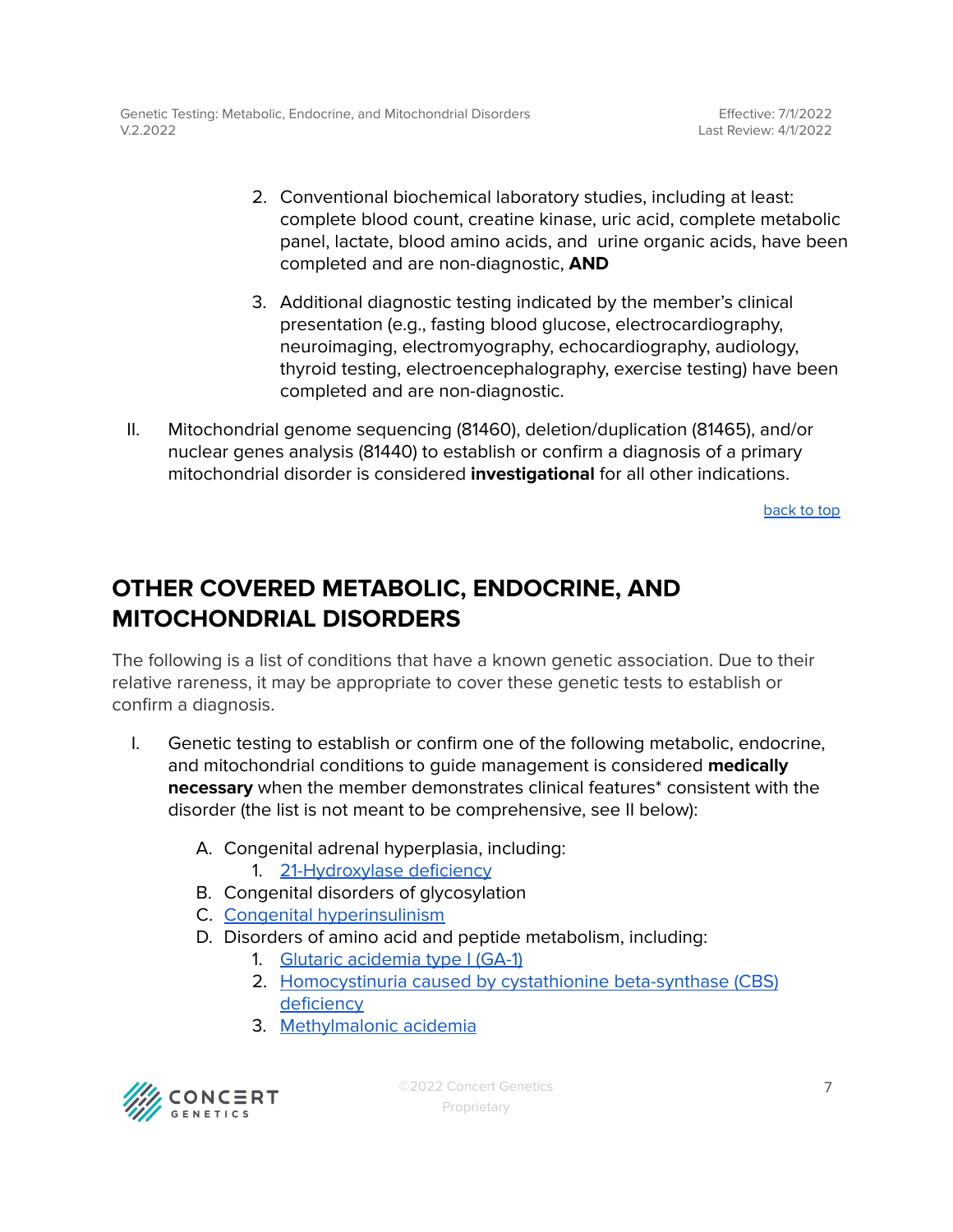2. Conventional biochemical laboratory studies, including at least: complete blood count, creatine kinase, uric acid, complete metabolic panel, lactate, blood amino acids, and urine organic acids, have been completed and are non-diagnostic, **AND**

3. Additional diagnostic testing indicated by the member's clinical presentation (e.g., fasting blood glucose, electrocardiography, neuroimaging, electromyography, echocardiography, audiology, thyroid testing, electroencephalography, exercise testing) have been completed and are non-diagnostic.

II. Mitochondrial genome sequencing (81460), deletion/duplication (81465), and/or nuclear genes analysis (81440) to establish or confirm a diagnosis of a primary mitochondrial disorder is considered **investigational** for all other indications.

back to top

## OTHER COVERED METABOLIC, ENDOCRINE, AND MITOCHONDRIAL DISORDERS

The following is a list of conditions that have a known genetic association. Due to their relative rareness, it may be appropriate to cover these genetic tests to establish or confirm a diagnosis.

I. Genetic testing to establish or confirm one of the following metabolic, endocrine, and mitochondrial conditions to guide management is considered **medically necessary** when the member demonstrates clinical features* consistent with the disorder (the list is not meant to be comprehensive, see II below):

   A. Congenital adrenal hyperplasia, including:
      1. 21-Hydroxylase deficiency
   B. Congenital disorders of glycosylation
   C. Congenital hyperinsulinism
   D. Disorders of amino acid and peptide metabolism, including:
      1. Glutaric acidemia type I (GA-1)
      2. Homocystinuria caused by cystathionine beta-synthase (CBS) deficiency
      3. Methylmalonic acidemia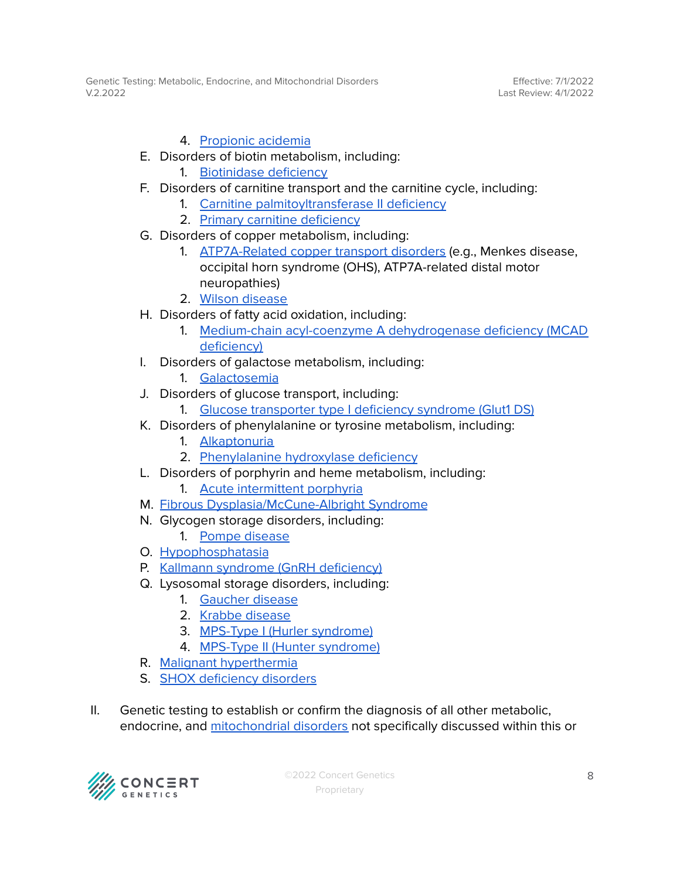4. Propionic acidemia

E. Disorders of biotin metabolism, including:
   1. Biotinidase deficiency

F. Disorders of carnitine transport and the carnitine cycle, including:
   1. Carnitine palmitoyltransferase II deficiency
   2. Primary carnitine deficiency

G. Disorders of copper metabolism, including:
   1. ATP7A-Related copper transport disorders (e.g., Menkes disease, occipital horn syndrome (OHS), ATP7A-related distal motor neuropathies)
   2. Wilson disease

H. Disorders of fatty acid oxidation, including:
   1. Medium-chain acyl-coenzyme A dehydrogenase deficiency (MCAD deficiency)

I. Disorders of galactose metabolism, including:
   1. Galactosemia

J. Disorders of glucose transport, including:
   1. Glucose transporter type I deficiency syndrome (Glut1 DS)

K. Disorders of phenylalanine or tyrosine metabolism, including:
   1. Alkaptonuria
   2. Phenylalanine hydroxylase deficiency

L. Disorders of porphyrin and heme metabolism, including:
   1. Acute intermittent porphyria

M. Fibrous Dysplasia/McCune-Albright Syndrome

N. Glycogen storage disorders, including:
   1. Pompe disease

O. Hypophosphatasia

P. Kallmann syndrome (GnRH deficiency)

Q. Lysosomal storage disorders, including:
   1. Gaucher disease
   2. Krabbe disease
   3. MPS-Type I (Hurler syndrome)
   4. MPS-Type II (Hunter syndrome)

R. Malignant hyperthermia

S. SHOX deficiency disorders

II. Genetic testing to establish or confirm the diagnosis of all other metabolic, endocrine, and mitochondrial disorders not specifically discussed within this or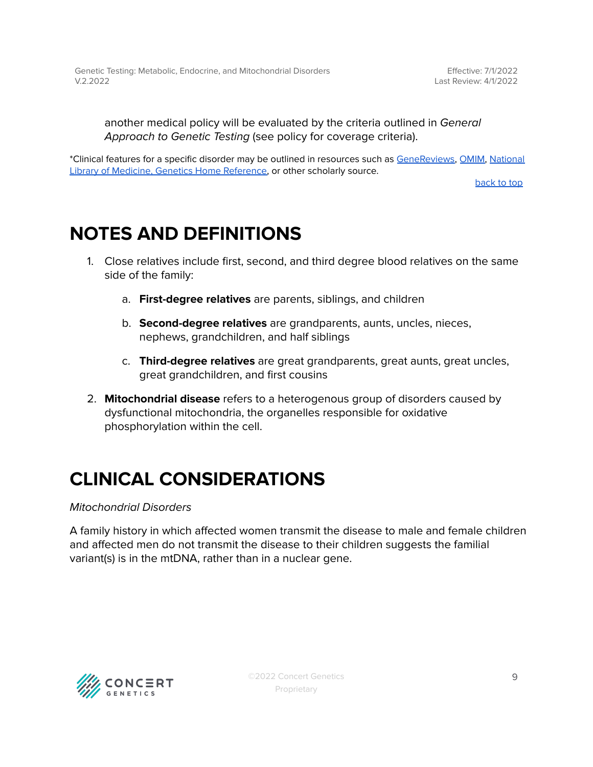another medical policy will be evaluated by the criteria outlined in *General Approach to Genetic Testing* (see policy for coverage criteria).

*Clinical features for a specific disorder may be outlined in resources such as [GeneReviews](), [OMIM](), [National Library of Medicine, Genetics Home Reference](), or other scholarly source.

[back to top]()

# NOTES AND DEFINITIONS

1. Close relatives include first, second, and third degree blood relatives on the same side of the family:
   a. **First-degree relatives** are parents, siblings, and children
   b. **Second-degree relatives** are grandparents, aunts, uncles, nieces, nephews, grandchildren, and half siblings
   c. **Third-degree relatives** are great grandparents, great aunts, great uncles, great grandchildren, and first cousins
2. **Mitochondrial disease** refers to a heterogenous group of disorders caused by dysfunctional mitochondria, the organelles responsible for oxidative phosphorylation within the cell.

# CLINICAL CONSIDERATIONS

*Mitochondrial Disorders*

A family history in which affected women transmit the disease to male and female children and affected men do not transmit the disease to their children suggests the familial variant(s) is in the mtDNA, rather than in a nuclear gene.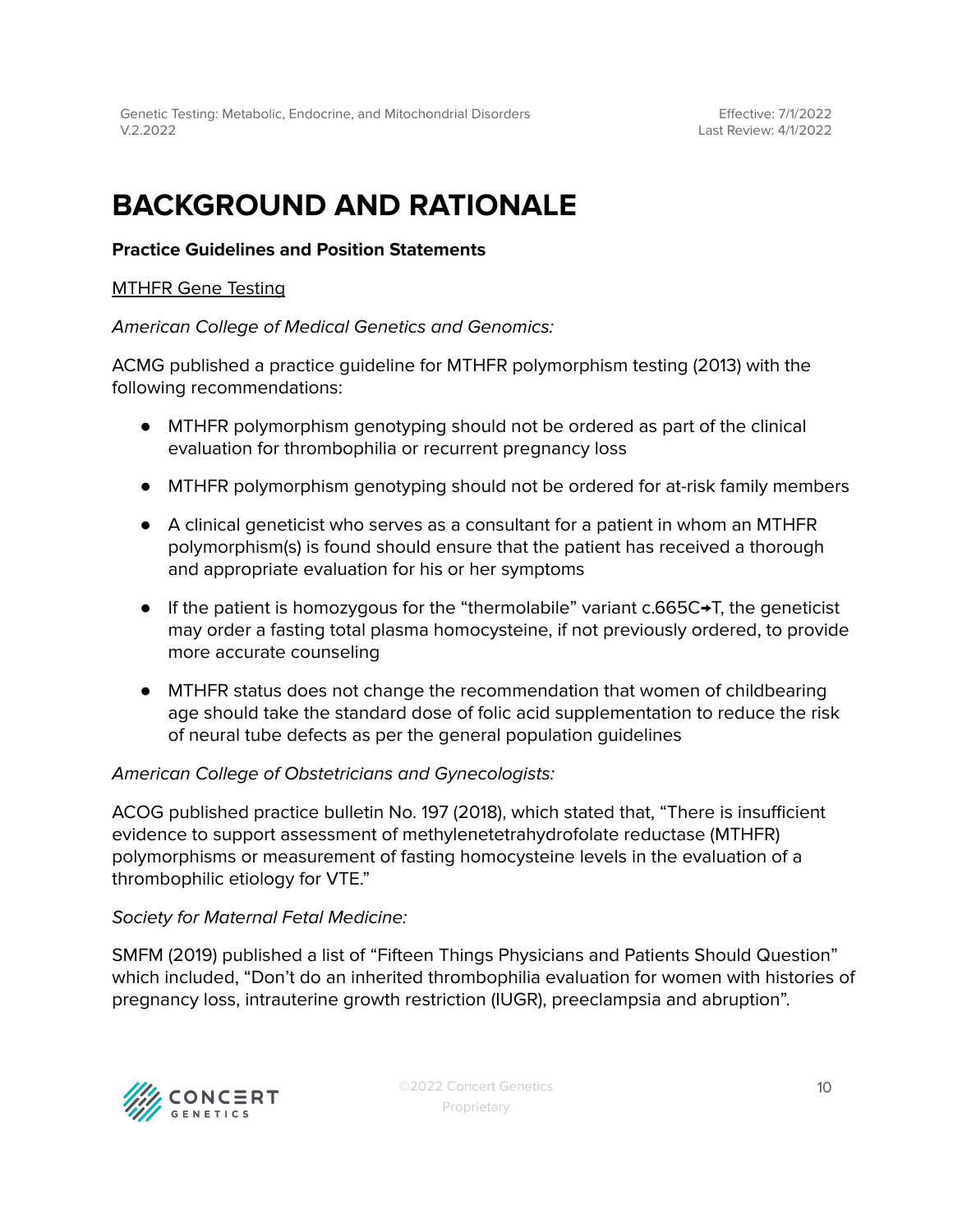# BACKGROUND AND RATIONALE

**Practice Guidelines and Position Statements**

<u>MTHFR Gene Testing</u>

*American College of Medical Genetics and Genomics:*

ACMG published a practice guideline for MTHFR polymorphism testing (2013) with the following recommendations:

- MTHFR polymorphism genotyping should not be ordered as part of the clinical evaluation for thrombophilia or recurrent pregnancy loss
- MTHFR polymorphism genotyping should not be ordered for at-risk family members
- A clinical geneticist who serves as a consultant for a patient in whom an MTHFR polymorphism(s) is found should ensure that the patient has received a thorough and appropriate evaluation for his or her symptoms
- If the patient is homozygous for the "thermolabile" variant c.665C→T, the geneticist may order a fasting total plasma homocysteine, if not previously ordered, to provide more accurate counseling
- MTHFR status does not change the recommendation that women of childbearing age should take the standard dose of folic acid supplementation to reduce the risk of neural tube defects as per the general population guidelines

*American College of Obstetricians and Gynecologists:*

ACOG published practice bulletin No. 197 (2018), which stated that, "There is insufficient evidence to support assessment of methylenetetrahydrofolate reductase (MTHFR) polymorphisms or measurement of fasting homocysteine levels in the evaluation of a thrombophilic etiology for VTE."

*Society for Maternal Fetal Medicine:*

SMFM (2019) published a list of "Fifteen Things Physicians and Patients Should Question" which included, "Don't do an inherited thrombophilia evaluation for women with histories of pregnancy loss, intrauterine growth restriction (IUGR), preeclampsia and abruption".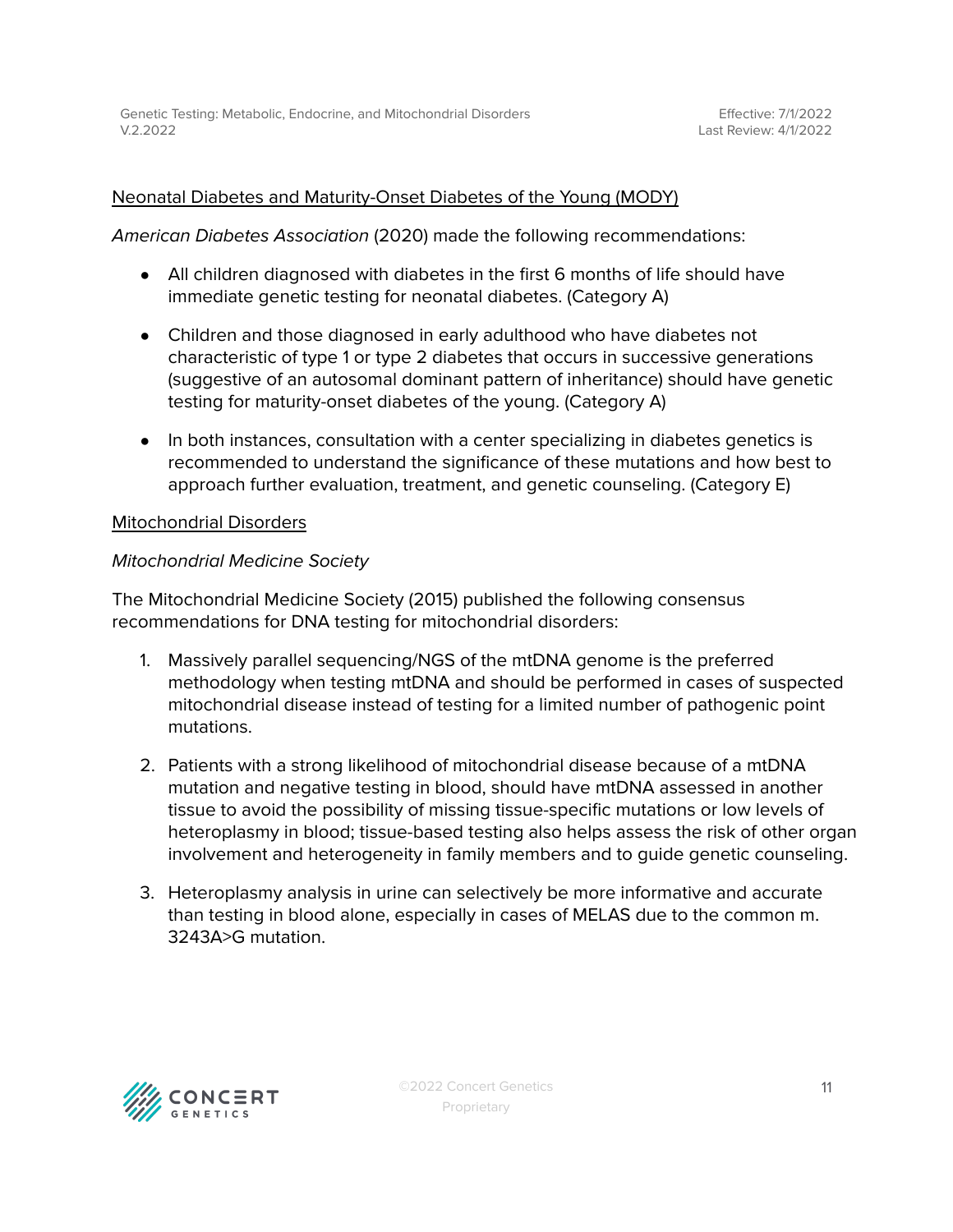Neonatal Diabetes and Maturity-Onset Diabetes of the Young (MODY)

*American Diabetes Association* (2020) made the following recommendations:

- All children diagnosed with diabetes in the first 6 months of life should have immediate genetic testing for neonatal diabetes. (Category A)
- Children and those diagnosed in early adulthood who have diabetes not characteristic of type 1 or type 2 diabetes that occurs in successive generations (suggestive of an autosomal dominant pattern of inheritance) should have genetic testing for maturity-onset diabetes of the young. (Category A)
- In both instances, consultation with a center specializing in diabetes genetics is recommended to understand the significance of these mutations and how best to approach further evaluation, treatment, and genetic counseling. (Category E)

Mitochondrial Disorders

*Mitochondrial Medicine Society*

The Mitochondrial Medicine Society (2015) published the following consensus recommendations for DNA testing for mitochondrial disorders:

1. Massively parallel sequencing/NGS of the mtDNA genome is the preferred methodology when testing mtDNA and should be performed in cases of suspected mitochondrial disease instead of testing for a limited number of pathogenic point mutations.
2. Patients with a strong likelihood of mitochondrial disease because of a mtDNA mutation and negative testing in blood, should have mtDNA assessed in another tissue to avoid the possibility of missing tissue-specific mutations or low levels of heteroplasmy in blood; tissue-based testing also helps assess the risk of other organ involvement and heterogeneity in family members and to guide genetic counseling.
3. Heteroplasmy analysis in urine can selectively be more informative and accurate than testing in blood alone, especially in cases of MELAS due to the common m. 3243A>G mutation.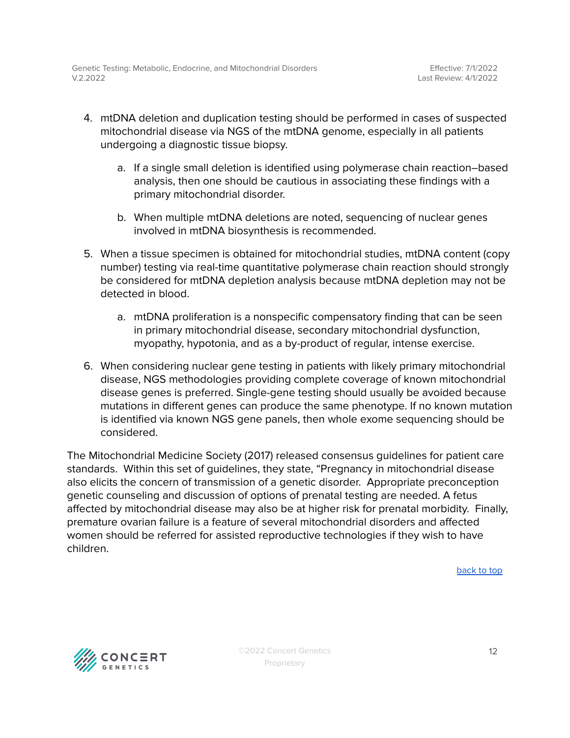4. mtDNA deletion and duplication testing should be performed in cases of suspected mitochondrial disease via NGS of the mtDNA genome, especially in all patients undergoing a diagnostic tissue biopsy.
    a. If a single small deletion is identified using polymerase chain reaction–based analysis, then one should be cautious in associating these findings with a primary mitochondrial disorder.
    b. When multiple mtDNA deletions are noted, sequencing of nuclear genes involved in mtDNA biosynthesis is recommended.
5. When a tissue specimen is obtained for mitochondrial studies, mtDNA content (copy number) testing via real-time quantitative polymerase chain reaction should strongly be considered for mtDNA depletion analysis because mtDNA depletion may not be detected in blood.
    a. mtDNA proliferation is a nonspecific compensatory finding that can be seen in primary mitochondrial disease, secondary mitochondrial dysfunction, myopathy, hypotonia, and as a by-product of regular, intense exercise.
6. When considering nuclear gene testing in patients with likely primary mitochondrial disease, NGS methodologies providing complete coverage of known mitochondrial disease genes is preferred. Single-gene testing should usually be avoided because mutations in different genes can produce the same phenotype. If no known mutation is identified via known NGS gene panels, then whole exome sequencing should be considered.

The Mitochondrial Medicine Society (2017) released consensus guidelines for patient care standards. Within this set of guidelines, they state, "Pregnancy in mitochondrial disease also elicits the concern of transmission of a genetic disorder. Appropriate preconception genetic counseling and discussion of options of prenatal testing are needed. A fetus affected by mitochondrial disease may also be at higher risk for prenatal morbidity. Finally, premature ovarian failure is a feature of several mitochondrial disorders and affected women should be referred for assisted reproductive technologies if they wish to have children.

back to top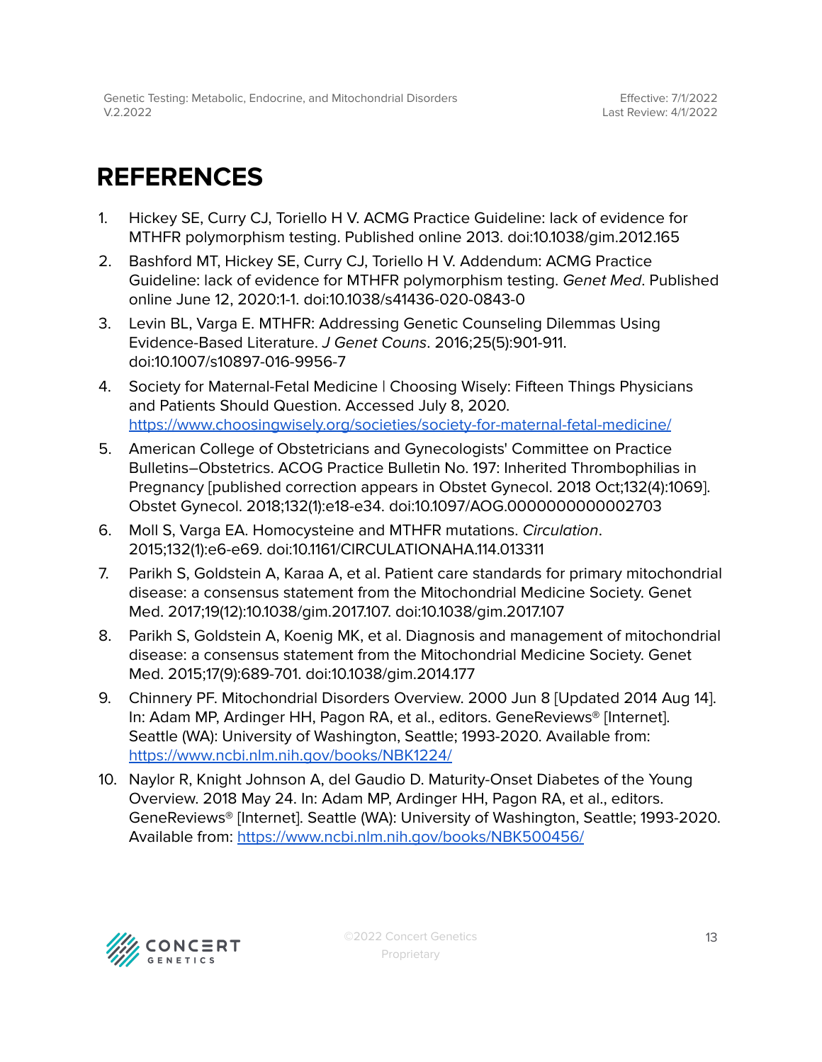# REFERENCES

1. Hickey SE, Curry CJ, Toriello H V. ACMG Practice Guideline: lack of evidence for MTHFR polymorphism testing. Published online 2013. doi:10.1038/gim.2012.165
2. Bashford MT, Hickey SE, Curry CJ, Toriello H V. Addendum: ACMG Practice Guideline: lack of evidence for MTHFR polymorphism testing. *Genet Med*. Published online June 12, 2020:1-1. doi:10.1038/s41436-020-0843-0
3. Levin BL, Varga E. MTHFR: Addressing Genetic Counseling Dilemmas Using Evidence-Based Literature. *J Genet Couns*. 2016;25(5):901-911. doi:10.1007/s10897-016-9956-7
4. Society for Maternal-Fetal Medicine | Choosing Wisely: Fifteen Things Physicians and Patients Should Question. Accessed July 8, 2020. https://www.choosingwisely.org/societies/society-for-maternal-fetal-medicine/
5. American College of Obstetricians and Gynecologists' Committee on Practice Bulletins–Obstetrics. ACOG Practice Bulletin No. 197: Inherited Thrombophilias in Pregnancy [published correction appears in Obstet Gynecol. 2018 Oct;132(4):1069]. Obstet Gynecol. 2018;132(1):e18-e34. doi:10.1097/AOG.0000000000002703
6. Moll S, Varga EA. Homocysteine and MTHFR mutations. *Circulation*. 2015;132(1):e6-e69. doi:10.1161/CIRCULATIONAHA.114.013311
7. Parikh S, Goldstein A, Karaa A, et al. Patient care standards for primary mitochondrial disease: a consensus statement from the Mitochondrial Medicine Society. Genet Med. 2017;19(12):10.1038/gim.2017.107. doi:10.1038/gim.2017.107
8. Parikh S, Goldstein A, Koenig MK, et al. Diagnosis and management of mitochondrial disease: a consensus statement from the Mitochondrial Medicine Society. Genet Med. 2015;17(9):689-701. doi:10.1038/gim.2014.177
9. Chinnery PF. Mitochondrial Disorders Overview. 2000 Jun 8 [Updated 2014 Aug 14]. In: Adam MP, Ardinger HH, Pagon RA, et al., editors. GeneReviews® [Internet]. Seattle (WA): University of Washington, Seattle; 1993-2020. Available from: https://www.ncbi.nlm.nih.gov/books/NBK1224/
10. Naylor R, Knight Johnson A, del Gaudio D. Maturity-Onset Diabetes of the Young Overview. 2018 May 24. In: Adam MP, Ardinger HH, Pagon RA, et al., editors. GeneReviews® [Internet]. Seattle (WA): University of Washington, Seattle; 1993-2020. Available from: https://www.ncbi.nlm.nih.gov/books/NBK500456/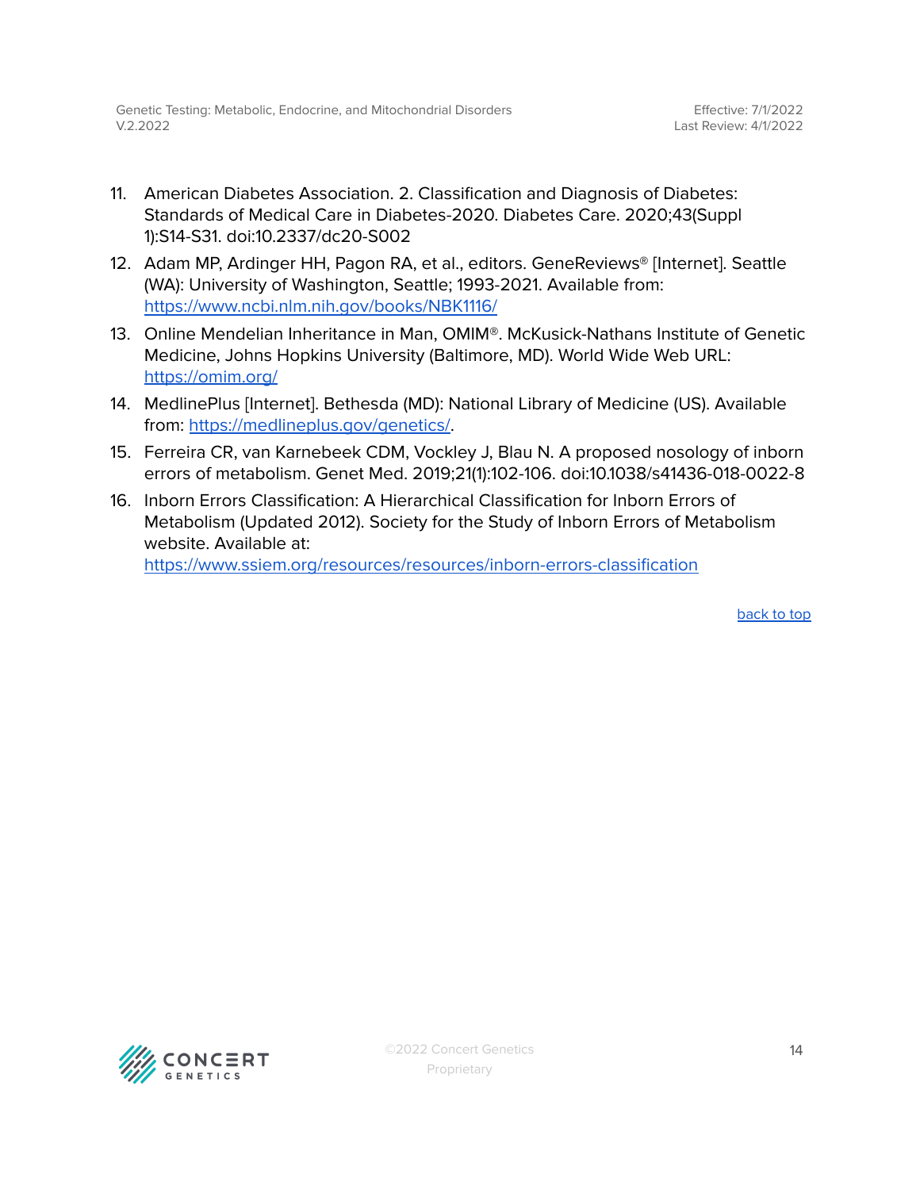11. American Diabetes Association. 2. Classification and Diagnosis of Diabetes: Standards of Medical Care in Diabetes-2020. Diabetes Care. 2020;43(Suppl 1):S14-S31. doi:10.2337/dc20-S002
12. Adam MP, Ardinger HH, Pagon RA, et al., editors. GeneReviews® [Internet]. Seattle (WA): University of Washington, Seattle; 1993-2021. Available from: [https://www.ncbi.nlm.nih.gov/books/NBK1116/](https://www.ncbi.nlm.nih.gov/books/NBK1116/)
13. Online Mendelian Inheritance in Man, OMIM®. McKusick-Nathans Institute of Genetic Medicine, Johns Hopkins University (Baltimore, MD). World Wide Web URL: [https://omim.org/](https://omim.org/)
14. MedlinePlus [Internet]. Bethesda (MD): National Library of Medicine (US). Available from: [https://medlineplus.gov/genetics/](https://medlineplus.gov/genetics/).
15. Ferreira CR, van Karnebeek CDM, Vockley J, Blau N. A proposed nosology of inborn errors of metabolism. Genet Med. 2019;21(1):102-106. doi:10.1038/s41436-018-0022-8
16. Inborn Errors Classification: A Hierarchical Classification for Inborn Errors of Metabolism (Updated 2012). Society for the Study of Inborn Errors of Metabolism website. Available at: [https://www.ssiem.org/resources/resources/inborn-errors-classification](https://www.ssiem.org/resources/resources/inborn-errors-classification)

back to top